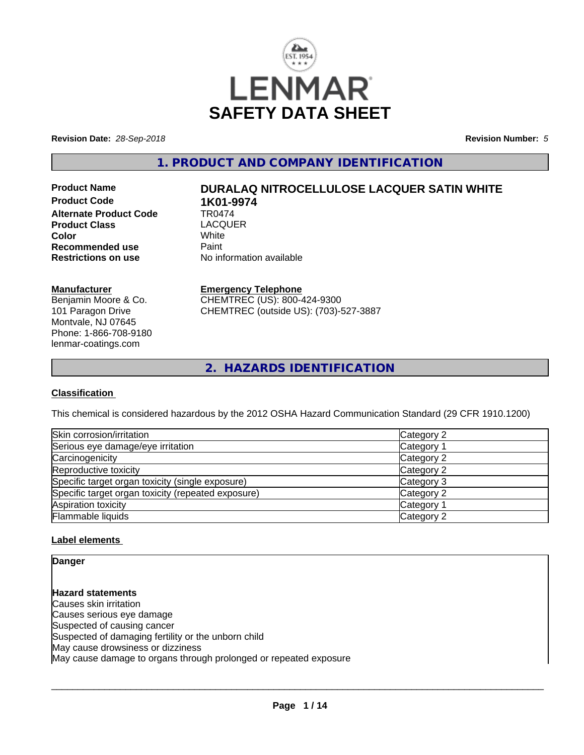LENMAR

# SAFETY DATA SHEET

**Revision Date:** *28-Sep-2018* **Revision Number:** *5*

## 1. PRODUCT AND COMPANY IDENTIFICATION

| | |
|---|---|
| **Product Name** | **DURALAQ NITROCELLULOSE LACQUER SATIN WHITE** |
| **Product Code** | **1K01-9974** |
| **Alternate Product Code** | TR0474 |
| **Product Class** | LACQUER |
| **Color** | White |
| **Recommended use** | Paint |
| **Restrictions on use** | No information available |

**Manufacturer**
Benjamin Moore & Co.
101 Paragon Drive
Montvale, NJ 07645
Phone: 1-866-708-9180
lenmar-coatings.com

**Emergency Telephone**
CHEMTREC (US): 800-424-9300
CHEMTREC (outside US): (703)-527-3887

## 2. HAZARDS IDENTIFICATION

### Classification

This chemical is considered hazardous by the 2012 OSHA Hazard Communication Standard (29 CFR 1910.1200)

| | |
|---|---|
| Skin corrosion/irritation | Category 2 |
| Serious eye damage/eye irritation | Category 1 |
| Carcinogenicity | Category 2 |
| Reproductive toxicity | Category 2 |
| Specific target organ toxicity (single exposure) | Category 3 |
| Specific target organ toxicity (repeated exposure) | Category 2 |
| Aspiration toxicity | Category 1 |
| Flammable liquids | Category 2 |

### Label elements

**Danger**

**Hazard statements**
Causes skin irritation
Causes serious eye damage
Suspected of causing cancer
Suspected of damaging fertility or the unborn child
May cause drowsiness or dizziness
May cause damage to organs through prolonged or repeated exposure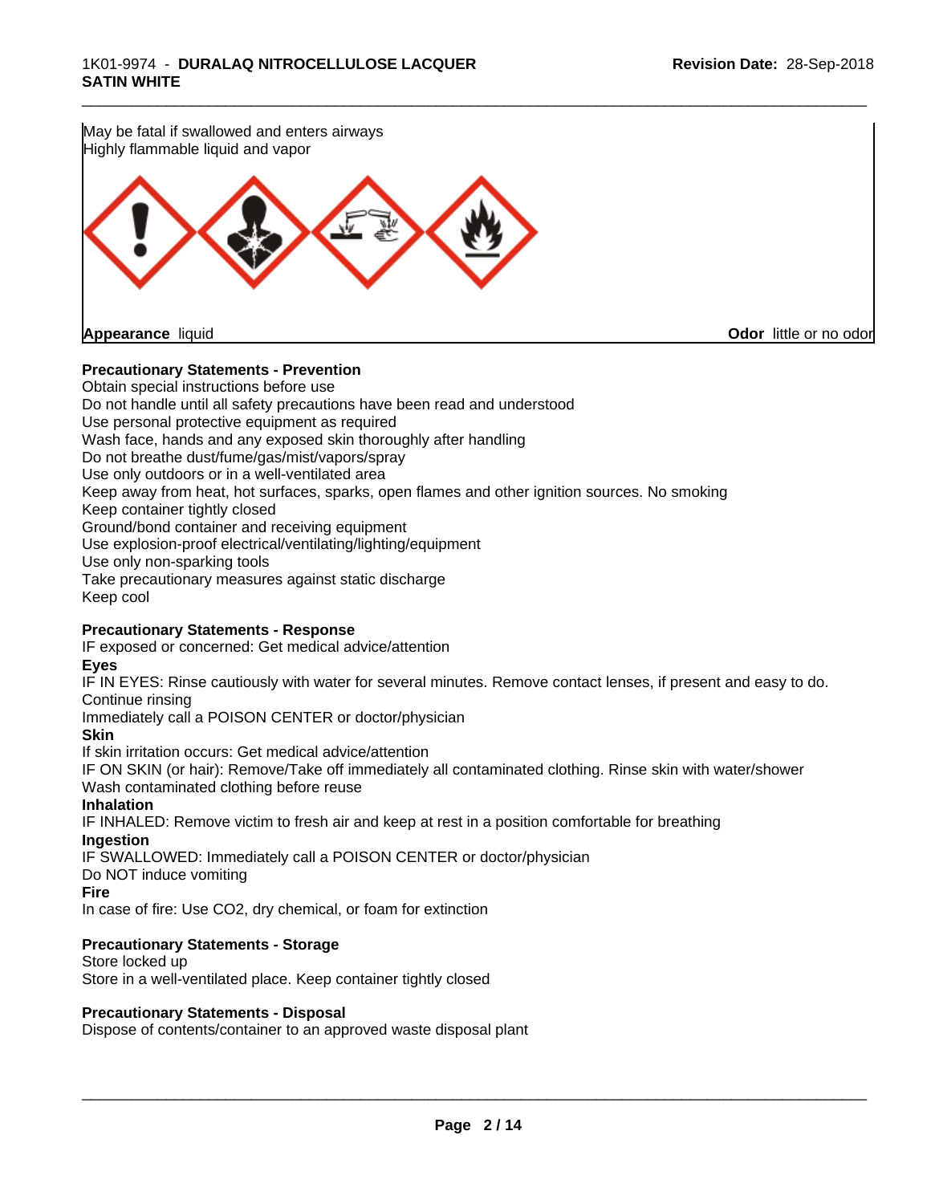May be fatal if swallowed and enters airways
Highly flammable liquid and vapor

**Appearance** liquid **Odor** little or no odor

**Precautionary Statements - Prevention**

Obtain special instructions before use
Do not handle until all safety precautions have been read and understood
Use personal protective equipment as required
Wash face, hands and any exposed skin thoroughly after handling
Do not breathe dust/fume/gas/mist/vapors/spray
Use only outdoors or in a well-ventilated area
Keep away from heat, hot surfaces, sparks, open flames and other ignition sources. No smoking
Keep container tightly closed
Ground/bond container and receiving equipment
Use explosion-proof electrical/ventilating/lighting/equipment
Use only non-sparking tools
Take precautionary measures against static discharge
Keep cool

**Precautionary Statements - Response**

IF exposed or concerned: Get medical advice/attention

**Eyes**

IF IN EYES: Rinse cautiously with water for several minutes. Remove contact lenses, if present and easy to do. Continue rinsing
Immediately call a POISON CENTER or doctor/physician

**Skin**

If skin irritation occurs: Get medical advice/attention
IF ON SKIN (or hair): Remove/Take off immediately all contaminated clothing. Rinse skin with water/shower
Wash contaminated clothing before reuse

**Inhalation**

IF INHALED: Remove victim to fresh air and keep at rest in a position comfortable for breathing

**Ingestion**

IF SWALLOWED: Immediately call a POISON CENTER or doctor/physician
Do NOT induce vomiting

**Fire**

In case of fire: Use CO2, dry chemical, or foam for extinction

**Precautionary Statements - Storage**

Store locked up
Store in a well-ventilated place. Keep container tightly closed

**Precautionary Statements - Disposal**

Dispose of contents/container to an approved waste disposal plant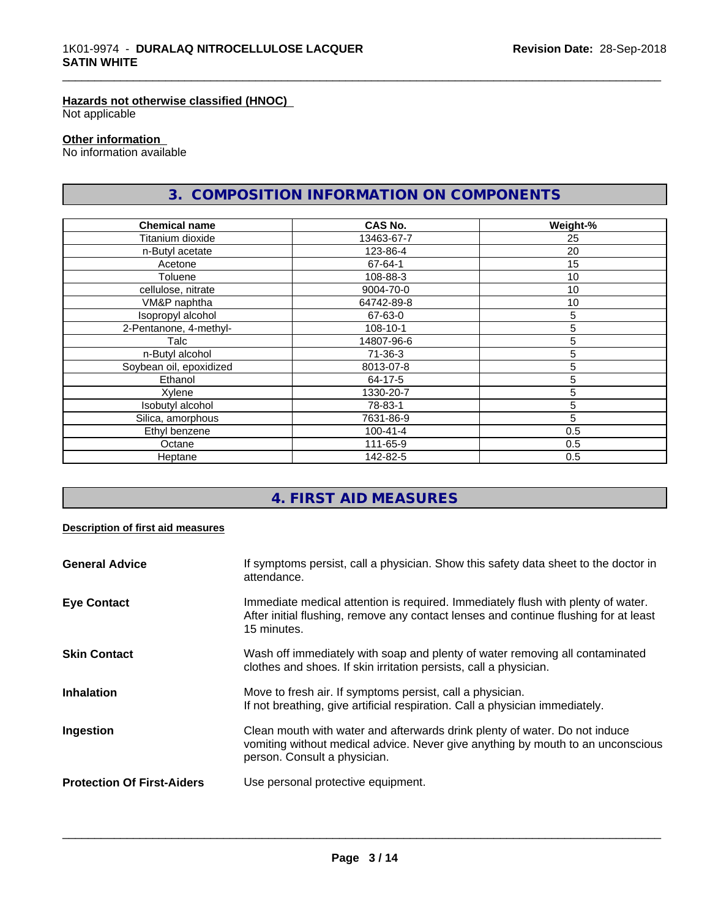**Hazards not otherwise classified (HNOC)**
Not applicable

**Other information**
No information available

## 3. COMPOSITION INFORMATION ON COMPONENTS

| Chemical name | CAS No. | Weight-% |
|---|---|---|
| Titanium dioxide | 13463-67-7 | 25 |
| n-Butyl acetate | 123-86-4 | 20 |
| Acetone | 67-64-1 | 15 |
| Toluene | 108-88-3 | 10 |
| cellulose, nitrate | 9004-70-0 | 10 |
| VM&P naphtha | 64742-89-8 | 10 |
| Isopropyl alcohol | 67-63-0 | 5 |
| 2-Pentanone, 4-methyl- | 108-10-1 | 5 |
| Talc | 14807-96-6 | 5 |
| n-Butyl alcohol | 71-36-3 | 5 |
| Soybean oil, epoxidized | 8013-07-8 | 5 |
| Ethanol | 64-17-5 | 5 |
| Xylene | 1330-20-7 | 5 |
| Isobutyl alcohol | 78-83-1 | 5 |
| Silica, amorphous | 7631-86-9 | 5 |
| Ethyl benzene | 100-41-4 | 0.5 |
| Octane | 111-65-9 | 0.5 |
| Heptane | 142-82-5 | 0.5 |

## 4. FIRST AID MEASURES

**Description of first aid measures**

**General Advice**
If symptoms persist, call a physician. Show this safety data sheet to the doctor in attendance.

**Eye Contact**
Immediate medical attention is required. Immediately flush with plenty of water. After initial flushing, remove any contact lenses and continue flushing for at least 15 minutes.

**Skin Contact**
Wash off immediately with soap and plenty of water removing all contaminated clothes and shoes. If skin irritation persists, call a physician.

**Inhalation**
Move to fresh air. If symptoms persist, call a physician.
If not breathing, give artificial respiration. Call a physician immediately.

**Ingestion**
Clean mouth with water and afterwards drink plenty of water. Do not induce vomiting without medical advice. Never give anything by mouth to an unconscious person. Consult a physician.

**Protection Of First-Aiders**
Use personal protective equipment.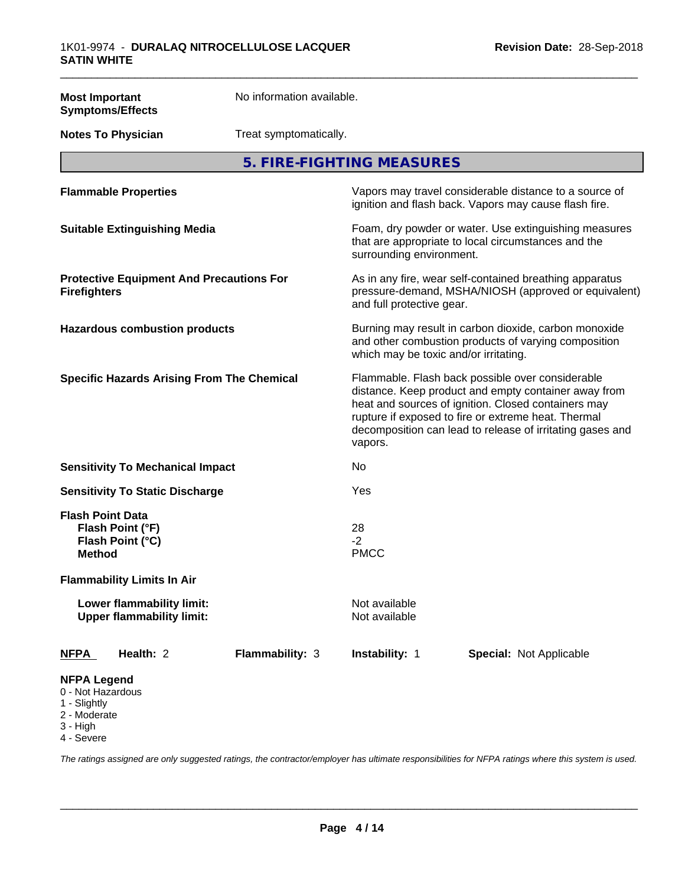**Most Important Symptoms/Effects** No information available.

**Notes To Physician** Treat symptomatically.

## 5. FIRE-FIGHTING MEASURES

| | |
|---|---|
| **Flammable Properties** | Vapors may travel considerable distance to a source of ignition and flash back. Vapors may cause flash fire. |
| **Suitable Extinguishing Media** | Foam, dry powder or water. Use extinguishing measures that are appropriate to local circumstances and the surrounding environment. |
| **Protective Equipment And Precautions For Firefighters** | As in any fire, wear self-contained breathing apparatus pressure-demand, MSHA/NIOSH (approved or equivalent) and full protective gear. |
| **Hazardous combustion products** | Burning may result in carbon dioxide, carbon monoxide and other combustion products of varying composition which may be toxic and/or irritating. |
| **Specific Hazards Arising From The Chemical** | Flammable. Flash back possible over considerable distance. Keep product and empty container away from heat and sources of ignition. Closed containers may rupture if exposed to fire or extreme heat. Thermal decomposition can lead to release of irritating gases and vapors. |
| **Sensitivity To Mechanical Impact** | No |
| **Sensitivity To Static Discharge** | Yes |
| **Flash Point Data** | |
| **Flash Point (°F)** | 28 |
| **Flash Point (°C)** | -2 |
| **Method** | PMCC |
| **Flammability Limits In Air** | |
| **Lower flammability limit:** | Not available |
| **Upper flammability limit:** | Not available |

| **NFPA** | **Health:** 2 | **Flammability:** 3 | **Instability:** 1 | **Special:** Not Applicable |
|---|---|---|---|---|

**NFPA Legend**
0 - Not Hazardous
1 - Slightly
2 - Moderate
3 - High
4 - Severe

*The ratings assigned are only suggested ratings, the contractor/employer has ultimate responsibilities for NFPA ratings where this system is used.*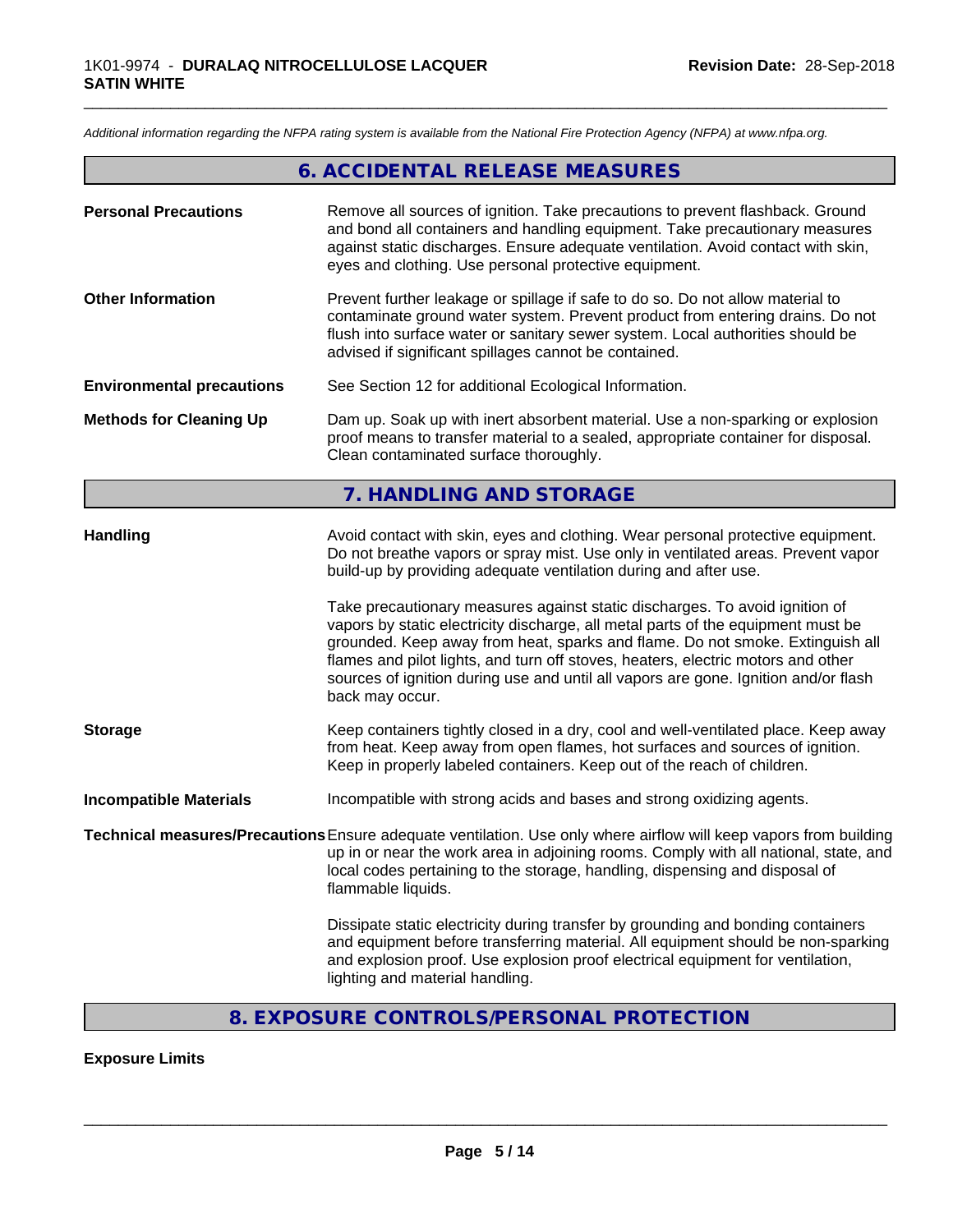*Additional information regarding the NFPA rating system is available from the National Fire Protection Agency (NFPA) at www.nfpa.org.*

## 6. ACCIDENTAL RELEASE MEASURES

**Personal Precautions** Remove all sources of ignition. Take precautions to prevent flashback. Ground and bond all containers and handling equipment. Take precautionary measures against static discharges. Ensure adequate ventilation. Avoid contact with skin, eyes and clothing. Use personal protective equipment.

**Other Information** Prevent further leakage or spillage if safe to do so. Do not allow material to contaminate ground water system. Prevent product from entering drains. Do not flush into surface water or sanitary sewer system. Local authorities should be advised if significant spillages cannot be contained.

**Environmental precautions** See Section 12 for additional Ecological Information.

**Methods for Cleaning Up** Dam up. Soak up with inert absorbent material. Use a non-sparking or explosion proof means to transfer material to a sealed, appropriate container for disposal. Clean contaminated surface thoroughly.

## 7. HANDLING AND STORAGE

**Handling** Avoid contact with skin, eyes and clothing. Wear personal protective equipment. Do not breathe vapors or spray mist. Use only in ventilated areas. Prevent vapor build-up by providing adequate ventilation during and after use.

Take precautionary measures against static discharges. To avoid ignition of vapors by static electricity discharge, all metal parts of the equipment must be grounded. Keep away from heat, sparks and flame. Do not smoke. Extinguish all flames and pilot lights, and turn off stoves, heaters, electric motors and other sources of ignition during use and until all vapors are gone. Ignition and/or flash back may occur.

**Storage** Keep containers tightly closed in a dry, cool and well-ventilated place. Keep away from heat. Keep away from open flames, hot surfaces and sources of ignition. Keep in properly labeled containers. Keep out of the reach of children.

**Incompatible Materials** Incompatible with strong acids and bases and strong oxidizing agents.

**Technical measures/Precautions** Ensure adequate ventilation. Use only where airflow will keep vapors from building up in or near the work area in adjoining rooms. Comply with all national, state, and local codes pertaining to the storage, handling, dispensing and disposal of flammable liquids.

Dissipate static electricity during transfer by grounding and bonding containers and equipment before transferring material. All equipment should be non-sparking and explosion proof. Use explosion proof electrical equipment for ventilation, lighting and material handling.

## 8. EXPOSURE CONTROLS/PERSONAL PROTECTION

**Exposure Limits**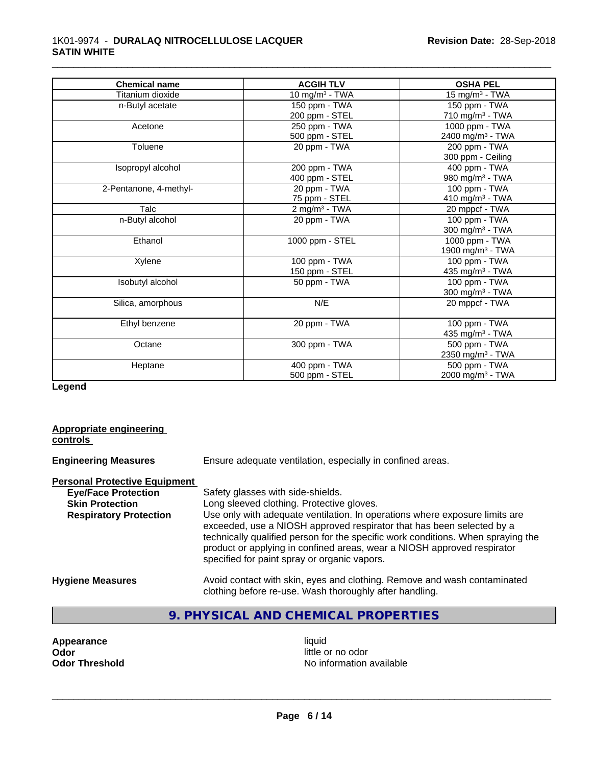| Chemical name | ACGIH TLV | OSHA PEL |
|---|---|---|
| Titanium dioxide | 10 mg/m³ - TWA | 15 mg/m³ - TWA |
| n-Butyl acetate | 150 ppm - TWA<br>200 ppm - STEL | 150 ppm - TWA<br>710 mg/m³ - TWA |
| Acetone | 250 ppm - TWA<br>500 ppm - STEL | 1000 ppm - TWA<br>2400 mg/m³ - TWA |
| Toluene | 20 ppm - TWA | 200 ppm - TWA<br>300 ppm - Ceiling |
| Isopropyl alcohol | 200 ppm - TWA<br>400 ppm - STEL | 400 ppm - TWA<br>980 mg/m³ - TWA |
| 2-Pentanone, 4-methyl- | 20 ppm - TWA<br>75 ppm - STEL | 100 ppm - TWA<br>410 mg/m³ - TWA |
| Talc | 2 mg/m³ - TWA | 20 mppcf - TWA |
| n-Butyl alcohol | 20 ppm - TWA | 100 ppm - TWA<br>300 mg/m³ - TWA |
| Ethanol | 1000 ppm - STEL | 1000 ppm - TWA<br>1900 mg/m³ - TWA |
| Xylene | 100 ppm - TWA<br>150 ppm - STEL | 100 ppm - TWA<br>435 mg/m³ - TWA |
| Isobutyl alcohol | 50 ppm - TWA | 100 ppm - TWA<br>300 mg/m³ - TWA |
| Silica, amorphous | N/E | 20 mppcf - TWA |
| Ethyl benzene | 20 ppm - TWA | 100 ppm - TWA<br>435 mg/m³ - TWA |
| Octane | 300 ppm - TWA | 500 ppm - TWA<br>2350 mg/m³ - TWA |
| Heptane | 400 ppm - TWA<br>500 ppm - STEL | 500 ppm - TWA<br>2000 mg/m³ - TWA |

**Legend**

**Appropriate engineering controls**

**Engineering Measures** Ensure adequate ventilation, especially in confined areas.

**Personal Protective Equipment**

**Eye/Face Protection** Safety glasses with side-shields.

**Skin Protection** Long sleeved clothing. Protective gloves.

**Respiratory Protection** Use only with adequate ventilation. In operations where exposure limits are exceeded, use a NIOSH approved respirator that has been selected by a technically qualified person for the specific work conditions. When spraying the product or applying in confined areas, wear a NIOSH approved respirator specified for paint spray or organic vapors.

**Hygiene Measures** Avoid contact with skin, eyes and clothing. Remove and wash contaminated clothing before re-use. Wash thoroughly after handling.

## 9. PHYSICAL AND CHEMICAL PROPERTIES

**Appearance** liquid
**Odor** little or no odor
**Odor Threshold** No information available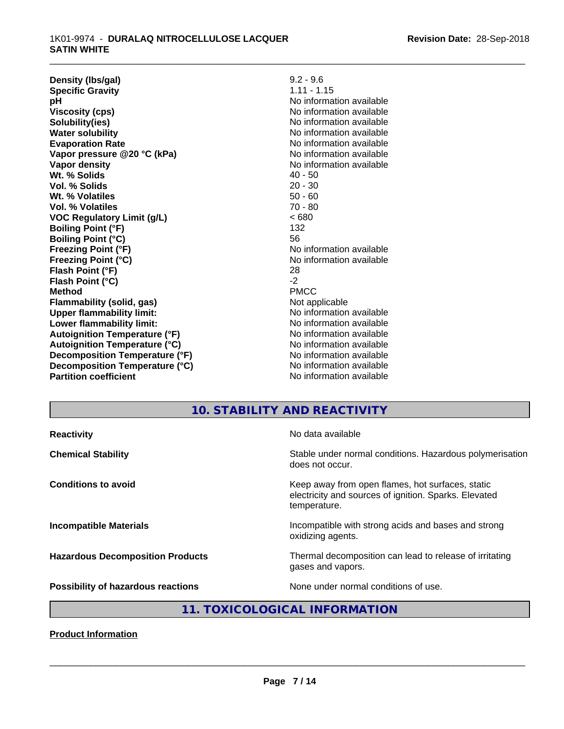| | |
|---|---|
| **Density (lbs/gal)** | 9.2 - 9.6 |
| **Specific Gravity** | 1.11 - 1.15 |
| **pH** | No information available |
| **Viscosity (cps)** | No information available |
| **Solubility(ies)** | No information available |
| **Water solubility** | No information available |
| **Evaporation Rate** | No information available |
| **Vapor pressure @20 °C (kPa)** | No information available |
| **Vapor density** | No information available |
| **Wt. % Solids** | 40 - 50 |
| **Vol. % Solids** | 20 - 30 |
| **Wt. % Volatiles** | 50 - 60 |
| **Vol. % Volatiles** | 70 - 80 |
| **VOC Regulatory Limit (g/L)** | < 680 |
| **Boiling Point (°F)** | 132 |
| **Boiling Point (°C)** | 56 |
| **Freezing Point (°F)** | No information available |
| **Freezing Point (°C)** | No information available |
| **Flash Point (°F)** | 28 |
| **Flash Point (°C)** | -2 |
| **Method** | PMCC |
| **Flammability (solid, gas)** | Not applicable |
| **Upper flammability limit:** | No information available |
| **Lower flammability limit:** | No information available |
| **Autoignition Temperature (°F)** | No information available |
| **Autoignition Temperature (°C)** | No information available |
| **Decomposition Temperature (°F)** | No information available |
| **Decomposition Temperature (°C)** | No information available |
| **Partition coefficient** | No information available |

## 10. STABILITY AND REACTIVITY

| | |
|---|---|
| **Reactivity** | No data available |
| **Chemical Stability** | Stable under normal conditions. Hazardous polymerisation does not occur. |
| **Conditions to avoid** | Keep away from open flames, hot surfaces, static electricity and sources of ignition. Sparks. Elevated temperature. |
| **Incompatible Materials** | Incompatible with strong acids and bases and strong oxidizing agents. |
| **Hazardous Decomposition Products** | Thermal decomposition can lead to release of irritating gases and vapors. |
| **Possibility of hazardous reactions** | None under normal conditions of use. |

## 11. TOXICOLOGICAL INFORMATION

**Product Information**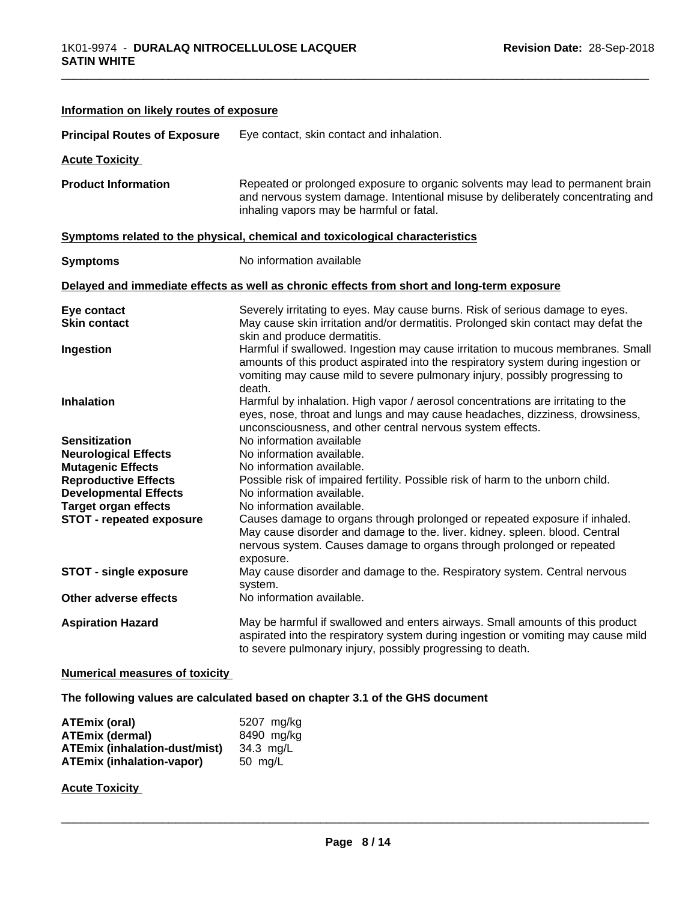#### Information on likely routes of exposure

**Principal Routes of Exposure** Eye contact, skin contact and inhalation.

#### Acute Toxicity

**Product Information** Repeated or prolonged exposure to organic solvents may lead to permanent brain and nervous system damage. Intentional misuse by deliberately concentrating and inhaling vapors may be harmful or fatal.

#### Symptoms related to the physical, chemical and toxicological characteristics

**Symptoms** No information available

#### Delayed and immediate effects as well as chronic effects from short and long-term exposure

| | |
|---|---|
| **Eye contact** | Severely irritating to eyes. May cause burns. Risk of serious damage to eyes. |
| **Skin contact** | May cause skin irritation and/or dermatitis. Prolonged skin contact may defat the skin and produce dermatitis. |
| **Ingestion** | Harmful if swallowed. Ingestion may cause irritation to mucous membranes. Small amounts of this product aspirated into the respiratory system during ingestion or vomiting may cause mild to severe pulmonary injury, possibly progressing to death. |
| **Inhalation** | Harmful by inhalation. High vapor / aerosol concentrations are irritating to the eyes, nose, throat and lungs and may cause headaches, dizziness, drowsiness, unconsciousness, and other central nervous system effects. |
| **Sensitization** | No information available |
| **Neurological Effects** | No information available. |
| **Mutagenic Effects** | No information available. |
| **Reproductive Effects** | Possible risk of impaired fertility. Possible risk of harm to the unborn child. |
| **Developmental Effects** | No information available. |
| **Target organ effects** | No information available. |
| **STOT - repeated exposure** | Causes damage to organs through prolonged or repeated exposure if inhaled. May cause disorder and damage to the. liver. kidney. spleen. blood. Central nervous system. Causes damage to organs through prolonged or repeated exposure. |
| **STOT - single exposure** | May cause disorder and damage to the. Respiratory system. Central nervous system. |
| **Other adverse effects** | No information available. |
| **Aspiration Hazard** | May be harmful if swallowed and enters airways. Small amounts of this product aspirated into the respiratory system during ingestion or vomiting may cause mild to severe pulmonary injury, possibly progressing to death. |

#### Numerical measures of toxicity

**The following values are calculated based on chapter 3.1 of the GHS document**

| | |
|---|---|
| **ATEmix (oral)** | 5207 mg/kg |
| **ATEmix (dermal)** | 8490 mg/kg |
| **ATEmix (inhalation-dust/mist)** | 34.3 mg/L |
| **ATEmix (inhalation-vapor)** | 50 mg/L |

#### Acute Toxicity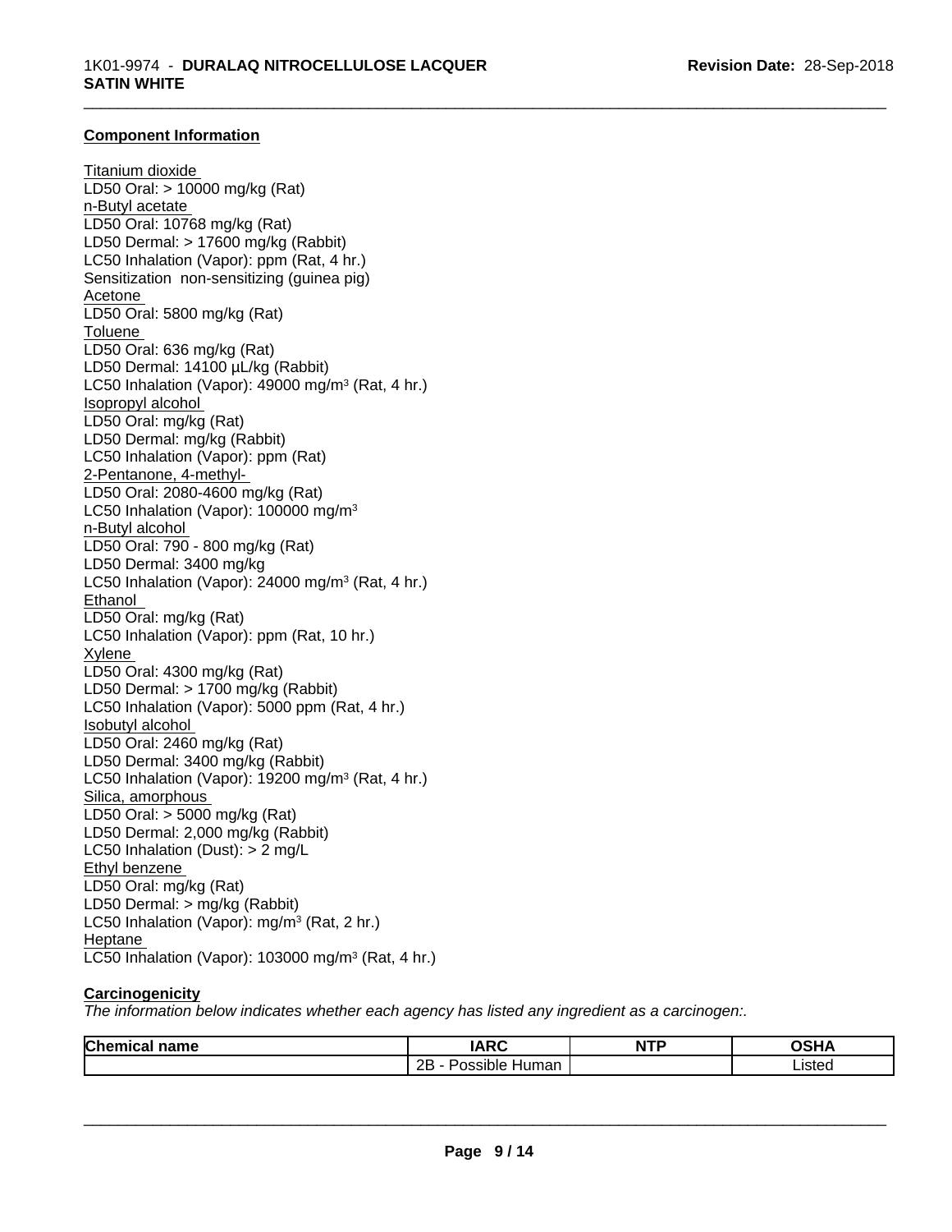### Component Information

Titanium dioxide
LD50 Oral: > 10000 mg/kg (Rat)
n-Butyl acetate
LD50 Oral: 10768 mg/kg (Rat)
LD50 Dermal: > 17600 mg/kg (Rabbit)
LC50 Inhalation (Vapor): ppm (Rat, 4 hr.)
Sensitization non-sensitizing (guinea pig)
Acetone
LD50 Oral: 5800 mg/kg (Rat)
Toluene
LD50 Oral: 636 mg/kg (Rat)
LD50 Dermal: 14100 µL/kg (Rabbit)
LC50 Inhalation (Vapor): 49000 mg/m$^3$ (Rat, 4 hr.)
Isopropyl alcohol
LD50 Oral: mg/kg (Rat)
LD50 Dermal: mg/kg (Rabbit)
LC50 Inhalation (Vapor): ppm (Rat)
2-Pentanone, 4-methyl-
LD50 Oral: 2080-4600 mg/kg (Rat)
LC50 Inhalation (Vapor): 100000 mg/m$^3$
n-Butyl alcohol
LD50 Oral: 790 - 800 mg/kg (Rat)
LD50 Dermal: 3400 mg/kg
LC50 Inhalation (Vapor): 24000 mg/m$^3$ (Rat, 4 hr.)
Ethanol
LD50 Oral: mg/kg (Rat)
LC50 Inhalation (Vapor): ppm (Rat, 10 hr.)
Xylene
LD50 Oral: 4300 mg/kg (Rat)
LD50 Dermal: > 1700 mg/kg (Rabbit)
LC50 Inhalation (Vapor): 5000 ppm (Rat, 4 hr.)
Isobutyl alcohol
LD50 Oral: 2460 mg/kg (Rat)
LD50 Dermal: 3400 mg/kg (Rabbit)
LC50 Inhalation (Vapor): 19200 mg/m$^3$ (Rat, 4 hr.)
Silica, amorphous
LD50 Oral: > 5000 mg/kg (Rat)
LD50 Dermal: 2,000 mg/kg (Rabbit)
LC50 Inhalation (Dust): > 2 mg/L
Ethyl benzene
LD50 Oral: mg/kg (Rat)
LD50 Dermal: > mg/kg (Rabbit)
LC50 Inhalation (Vapor): mg/m$^3$ (Rat, 2 hr.)
Heptane
LC50 Inhalation (Vapor): 103000 mg/m$^3$ (Rat, 4 hr.)

### Carcinogenicity

*The information below indicates whether each agency has listed any ingredient as a carcinogen:.*

| Chemical name | IARC | NTP | OSHA |
|---|---|---|---|
| | 2B - Possible Human | | Listed |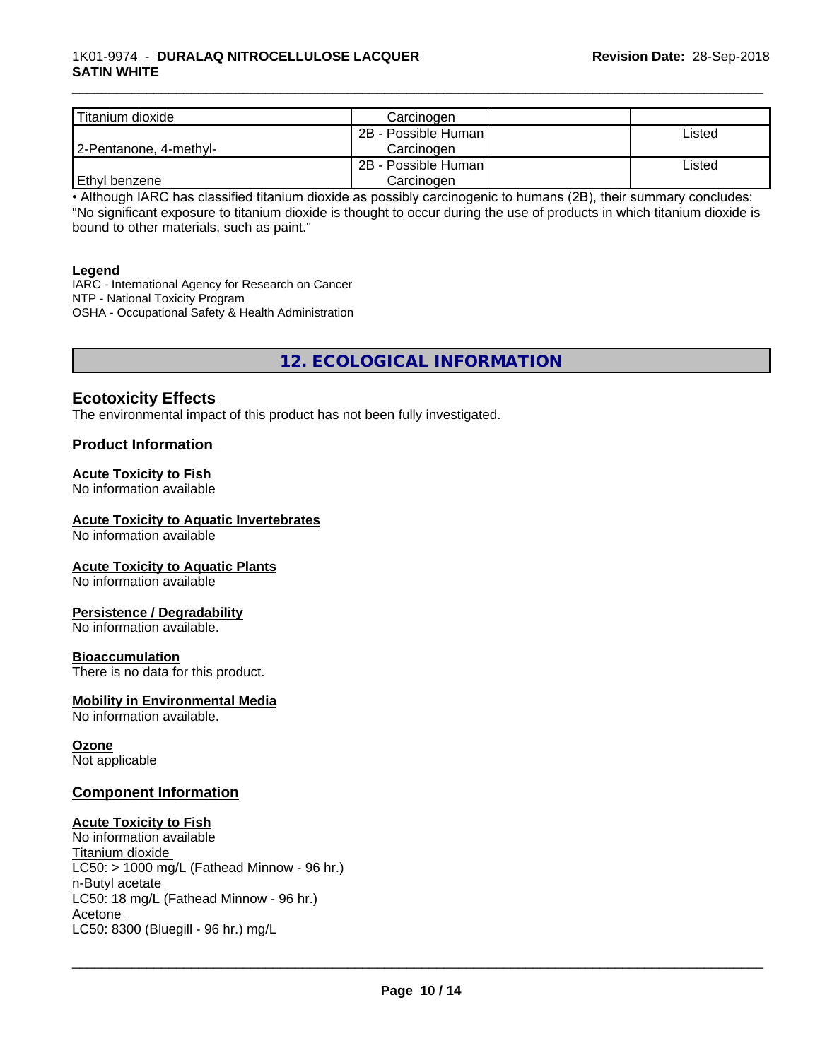| | | | |
|---|---|---|---|
| Titanium dioxide | Carcinogen | | |
| 2-Pentanone, 4-methyl- | 2B - Possible Human Carcinogen | | Listed |
| Ethyl benzene | 2B - Possible Human Carcinogen | | Listed |

• Although IARC has classified titanium dioxide as possibly carcinogenic to humans (2B), their summary concludes: "No significant exposure to titanium dioxide is thought to occur during the use of products in which titanium dioxide is bound to other materials, such as paint."

**Legend**

IARC - International Agency for Research on Cancer
NTP - National Toxicity Program
OSHA - Occupational Safety & Health Administration

## 12. ECOLOGICAL INFORMATION

### Ecotoxicity Effects

The environmental impact of this product has not been fully investigated.

### Product Information

**Acute Toxicity to Fish**
No information available

**Acute Toxicity to Aquatic Invertebrates**
No information available

**Acute Toxicity to Aquatic Plants**
No information available

**Persistence / Degradability**
No information available.

**Bioaccumulation**
There is no data for this product.

**Mobility in Environmental Media**
No information available.

**Ozone**
Not applicable

### Component Information

**Acute Toxicity to Fish**
No information available
Titanium dioxide
LC50: > 1000 mg/L (Fathead Minnow - 96 hr.)
n-Butyl acetate
LC50: 18 mg/L (Fathead Minnow - 96 hr.)
Acetone
LC50: 8300 (Bluegill - 96 hr.) mg/L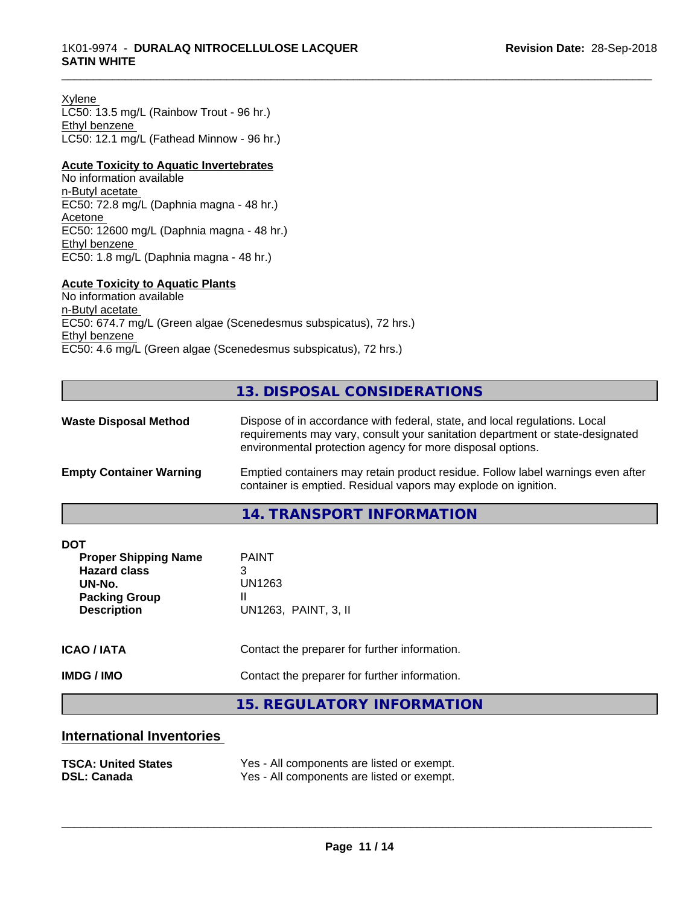Xylene
LC50: 13.5 mg/L (Rainbow Trout - 96 hr.)
Ethyl benzene
LC50: 12.1 mg/L (Fathead Minnow - 96 hr.)

**Acute Toxicity to Aquatic Invertebrates**
No information available
n-Butyl acetate
EC50: 72.8 mg/L (Daphnia magna - 48 hr.)
Acetone
EC50: 12600 mg/L (Daphnia magna - 48 hr.)
Ethyl benzene
EC50: 1.8 mg/L (Daphnia magna - 48 hr.)

**Acute Toxicity to Aquatic Plants**
No information available
n-Butyl acetate
EC50: 674.7 mg/L (Green algae (Scenedesmus subspicatus), 72 hrs.)
Ethyl benzene
EC50: 4.6 mg/L (Green algae (Scenedesmus subspicatus), 72 hrs.)

## 13. DISPOSAL CONSIDERATIONS

**Waste Disposal Method** — Dispose of in accordance with federal, state, and local regulations. Local requirements may vary, consult your sanitation department or state-designated environmental protection agency for more disposal options.

**Empty Container Warning** — Emptied containers may retain product residue. Follow label warnings even after container is emptied. Residual vapors may explode on ignition.

## 14. TRANSPORT INFORMATION

**DOT**

| | |
|---|---|
| **Proper Shipping Name** | PAINT |
| **Hazard class** | 3 |
| **UN-No.** | UN1263 |
| **Packing Group** | II |
| **Description** | UN1263, PAINT, 3, II |

**ICAO / IATA** — Contact the preparer for further information.

**IMDG / IMO** — Contact the preparer for further information.

## 15. REGULATORY INFORMATION

### International Inventories

| | |
|---|---|
| **TSCA: United States** | Yes - All components are listed or exempt. |
| **DSL: Canada** | Yes - All components are listed or exempt. |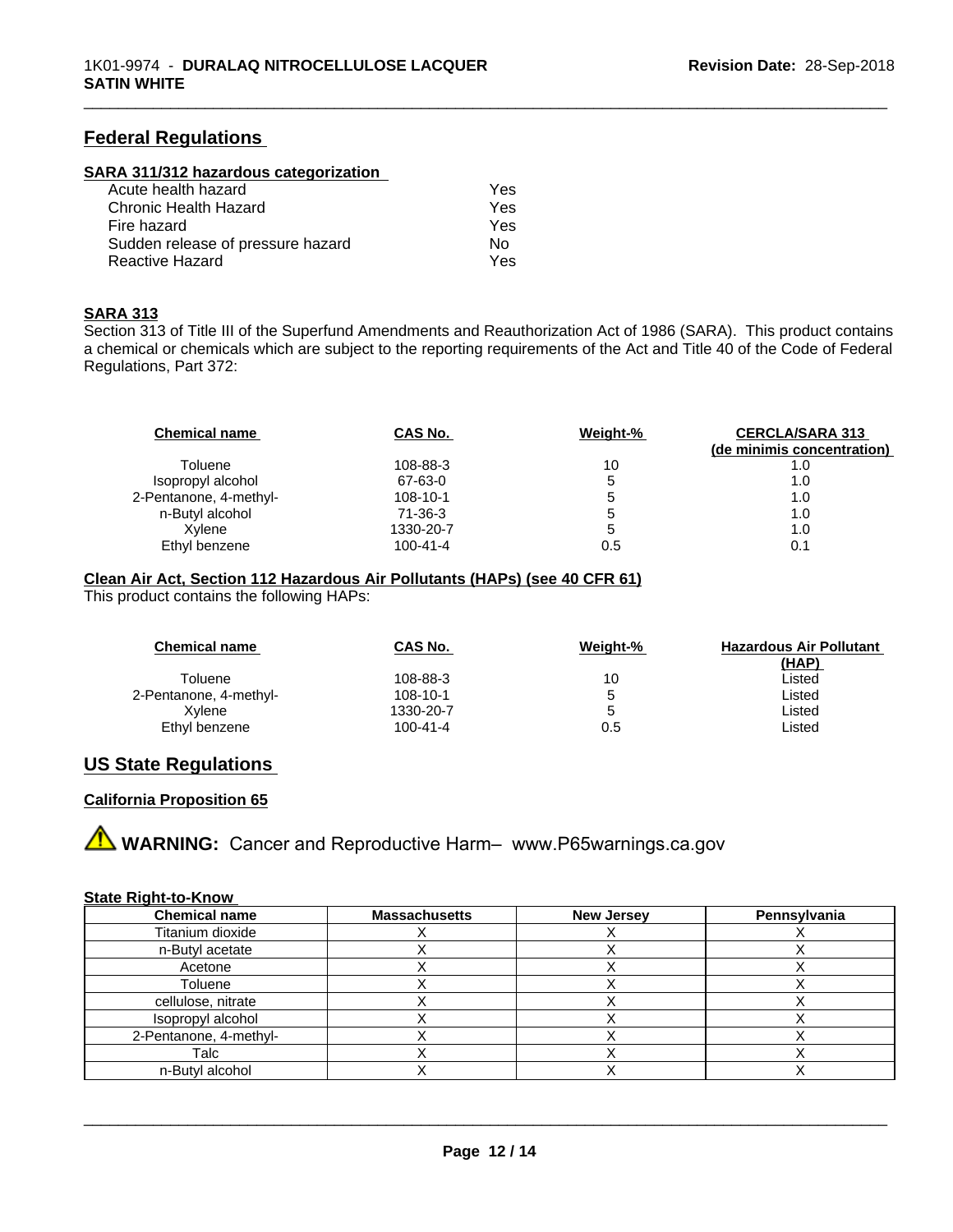## Federal Regulations

### SARA 311/312 hazardous categorization

| | |
|---|---|
| Acute health hazard | Yes |
| Chronic Health Hazard | Yes |
| Fire hazard | Yes |
| Sudden release of pressure hazard | No |
| Reactive Hazard | Yes |

### SARA 313

Section 313 of Title III of the Superfund Amendments and Reauthorization Act of 1986 (SARA). This product contains a chemical or chemicals which are subject to the reporting requirements of the Act and Title 40 of the Code of Federal Regulations, Part 372:

| Chemical name | CAS No. | Weight-% | CERCLA/SARA 313 (de minimis concentration) |
|---|---|---|---|
| Toluene | 108-88-3 | 10 | 1.0 |
| Isopropyl alcohol | 67-63-0 | 5 | 1.0 |
| 2-Pentanone, 4-methyl- | 108-10-1 | 5 | 1.0 |
| n-Butyl alcohol | 71-36-3 | 5 | 1.0 |
| Xylene | 1330-20-7 | 5 | 1.0 |
| Ethyl benzene | 100-41-4 | 0.5 | 0.1 |

### Clean Air Act, Section 112 Hazardous Air Pollutants (HAPs) (see 40 CFR 61)

This product contains the following HAPs:

| Chemical name | CAS No. | Weight-% | Hazardous Air Pollutant (HAP) |
|---|---|---|---|
| Toluene | 108-88-3 | 10 | Listed |
| 2-Pentanone, 4-methyl- | 108-10-1 | 5 | Listed |
| Xylene | 1330-20-7 | 5 | Listed |
| Ethyl benzene | 100-41-4 | 0.5 | Listed |

## US State Regulations

### California Proposition 65

**WARNING:** Cancer and Reproductive Harm– www.P65warnings.ca.gov

### State Right-to-Know

| Chemical name | Massachusetts | New Jersey | Pennsylvania |
|---|---|---|---|
| Titanium dioxide | X | X | X |
| n-Butyl acetate | X | X | X |
| Acetone | X | X | X |
| Toluene | X | X | X |
| cellulose, nitrate | X | X | X |
| Isopropyl alcohol | X | X | X |
| 2-Pentanone, 4-methyl- | X | X | X |
| Talc | X | X | X |
| n-Butyl alcohol | X | X | X |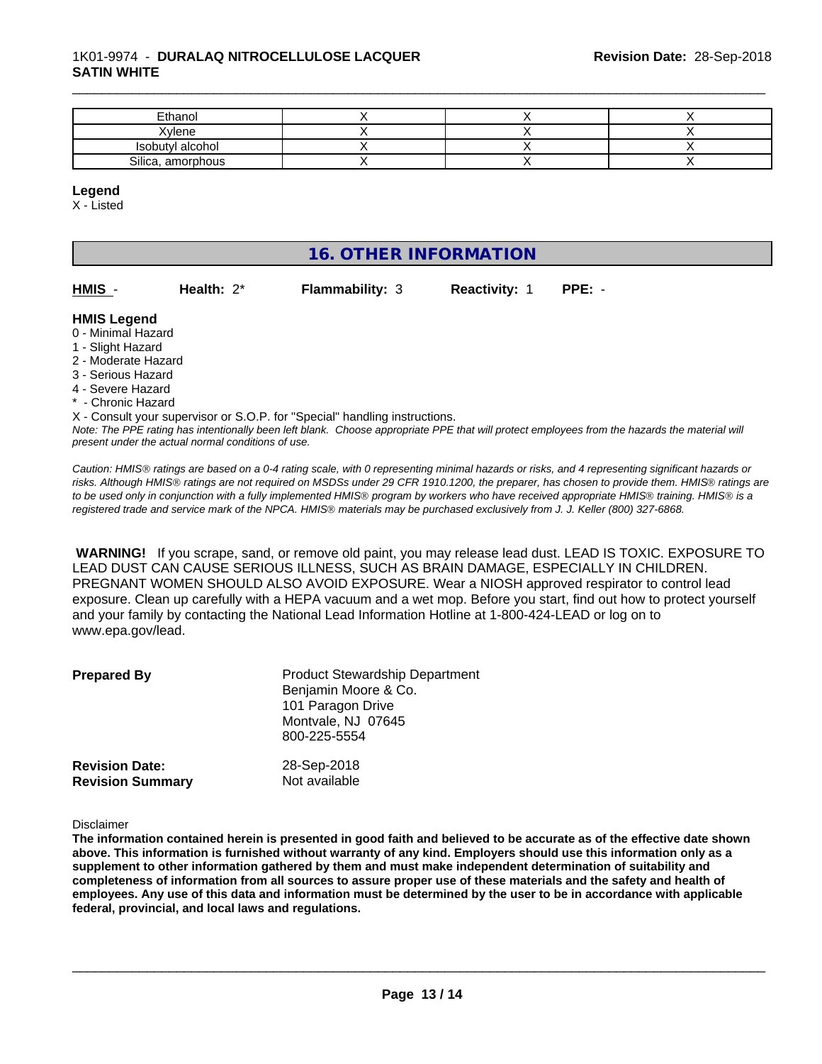| Ethanol | X | X | X |
|---|---|---|---|
| Xylene | X | X | X |
| Isobutyl alcohol | X | X | X |
| Silica, amorphous | X | X | X |

**Legend**

X - Listed

## 16. OTHER INFORMATION

**HMIS** - **Health:** 2* **Flammability:** 3 **Reactivity:** 1 **PPE:** -

**HMIS Legend**

0 - Minimal Hazard
1 - Slight Hazard
2 - Moderate Hazard
3 - Serious Hazard
4 - Severe Hazard
* - Chronic Hazard
X - Consult your supervisor or S.O.P. for "Special" handling instructions.

*Note: The PPE rating has intentionally been left blank. Choose appropriate PPE that will protect employees from the hazards the material will present under the actual normal conditions of use.*

*Caution: HMIS® ratings are based on a 0-4 rating scale, with 0 representing minimal hazards or risks, and 4 representing significant hazards or risks. Although HMIS® ratings are not required on MSDSs under 29 CFR 1910.1200, the preparer, has chosen to provide them. HMIS® ratings are to be used only in conjunction with a fully implemented HMIS® program by workers who have received appropriate HMIS® training. HMIS® is a registered trade and service mark of the NPCA. HMIS® materials may be purchased exclusively from J. J. Keller (800) 327-6868.*

**WARNING!** If you scrape, sand, or remove old paint, you may release lead dust. LEAD IS TOXIC. EXPOSURE TO LEAD DUST CAN CAUSE SERIOUS ILLNESS, SUCH AS BRAIN DAMAGE, ESPECIALLY IN CHILDREN. PREGNANT WOMEN SHOULD ALSO AVOID EXPOSURE. Wear a NIOSH approved respirator to control lead exposure. Clean up carefully with a HEPA vacuum and a wet mop. Before you start, find out how to protect yourself and your family by contacting the National Lead Information Hotline at 1-800-424-LEAD or log on to www.epa.gov/lead.

**Prepared By**
Product Stewardship Department
Benjamin Moore & Co.
101 Paragon Drive
Montvale, NJ 07645
800-225-5554

**Revision Date:** 28-Sep-2018
**Revision Summary** Not available

Disclaimer

**The information contained herein is presented in good faith and believed to be accurate as of the effective date shown above. This information is furnished without warranty of any kind. Employers should use this information only as a supplement to other information gathered by them and must make independent determination of suitability and completeness of information from all sources to assure proper use of these materials and the safety and health of employees. Any use of this data and information must be determined by the user to be in accordance with applicable federal, provincial, and local laws and regulations.**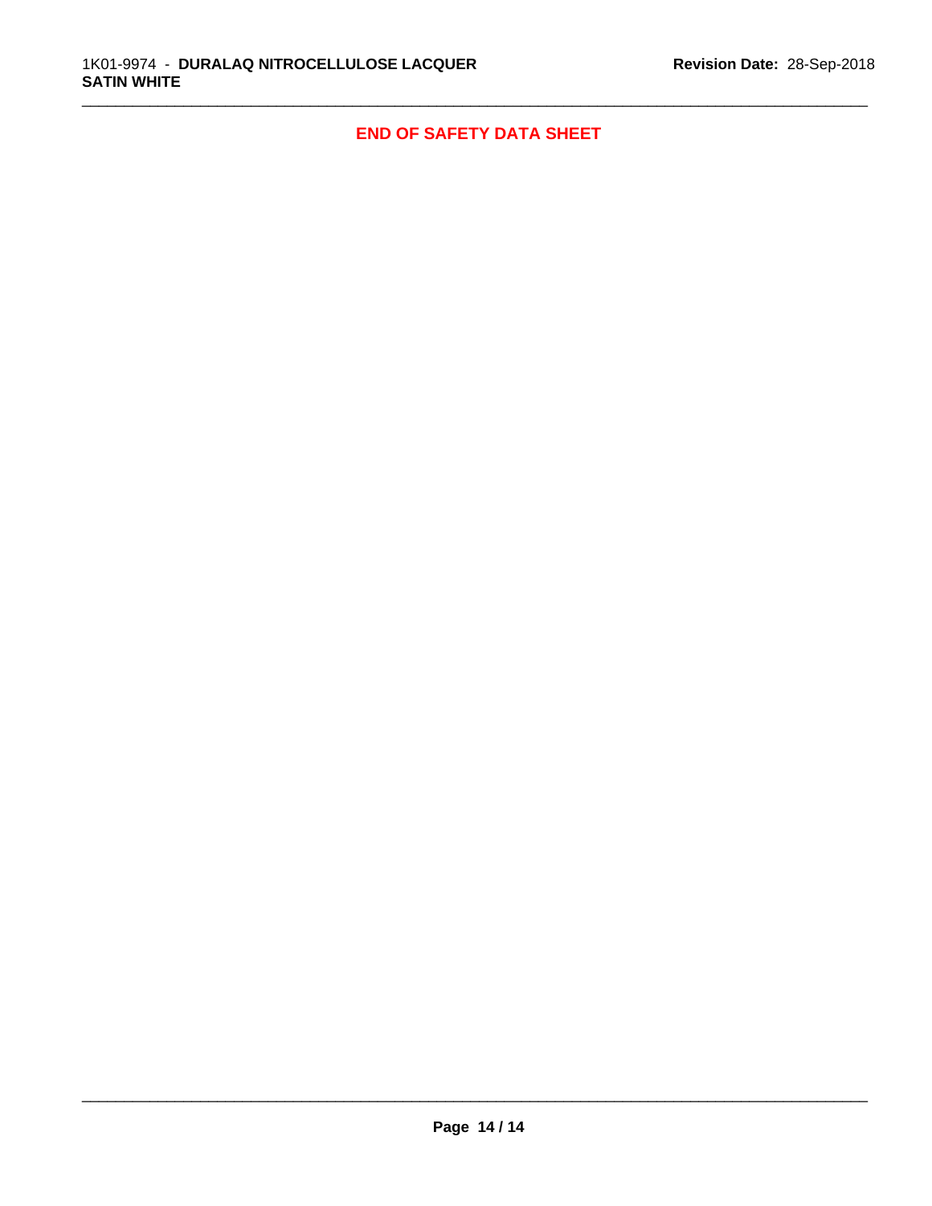**END OF SAFETY DATA SHEET**